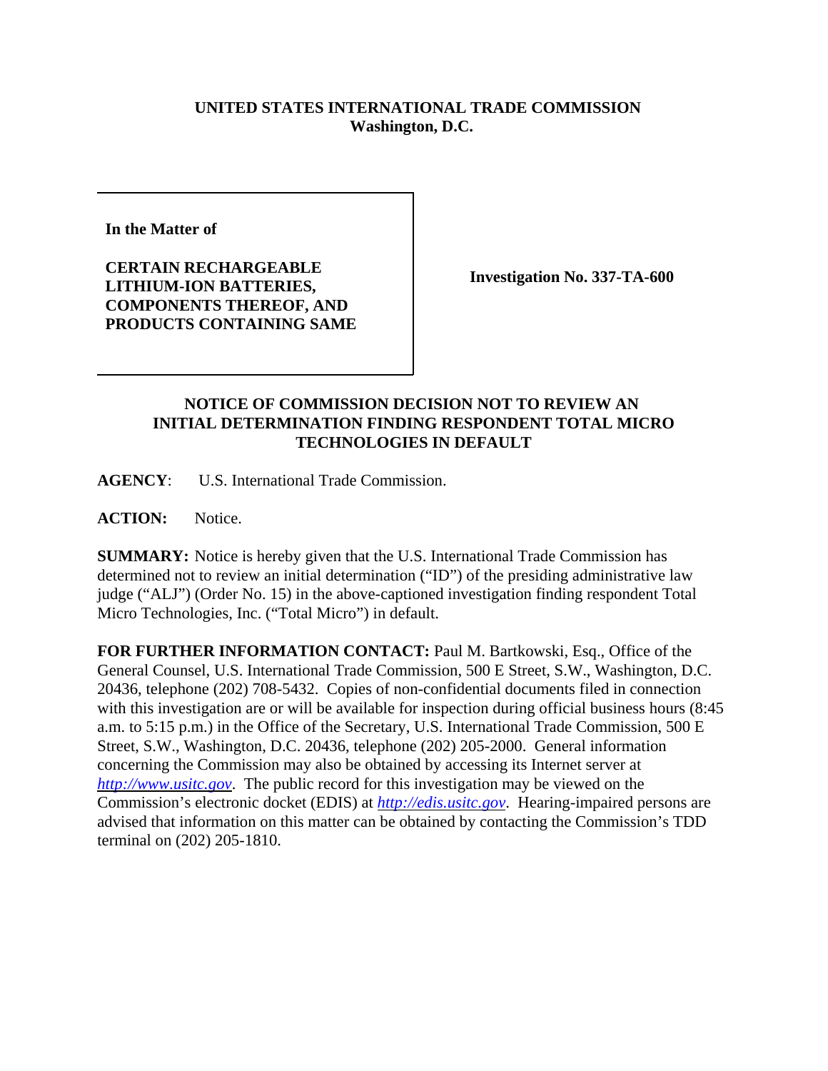**UNITED STATES INTERNATIONAL TRADE COMMISSION**
**Washington, D.C.**

| | |
|---|---|
| **In the Matter of**<br><br>**CERTAIN RECHARGEABLE LITHIUM-ION BATTERIES, COMPONENTS THEREOF, AND PRODUCTS CONTAINING SAME** | **Investigation No. 337-TA-600** |

## NOTICE OF COMMISSION DECISION NOT TO REVIEW AN INITIAL DETERMINATION FINDING RESPONDENT TOTAL MICRO TECHNOLOGIES IN DEFAULT

**AGENCY**: U.S. International Trade Commission.

**ACTION:** Notice.

**SUMMARY:** Notice is hereby given that the U.S. International Trade Commission has determined not to review an initial determination ("ID") of the presiding administrative law judge ("ALJ") (Order No. 15) in the above-captioned investigation finding respondent Total Micro Technologies, Inc. ("Total Micro") in default.

**FOR FURTHER INFORMATION CONTACT:** Paul M. Bartkowski, Esq., Office of the General Counsel, U.S. International Trade Commission, 500 E Street, S.W., Washington, D.C. 20436, telephone (202) 708-5432. Copies of non-confidential documents filed in connection with this investigation are or will be available for inspection during official business hours (8:45 a.m. to 5:15 p.m.) in the Office of the Secretary, U.S. International Trade Commission, 500 E Street, S.W., Washington, D.C. 20436, telephone (202) 205-2000. General information concerning the Commission may also be obtained by accessing its Internet server at *http://www.usitc.gov*. The public record for this investigation may be viewed on the Commission's electronic docket (EDIS) at *http://edis.usitc.gov*. Hearing-impaired persons are advised that information on this matter can be obtained by contacting the Commission's TDD terminal on (202) 205-1810.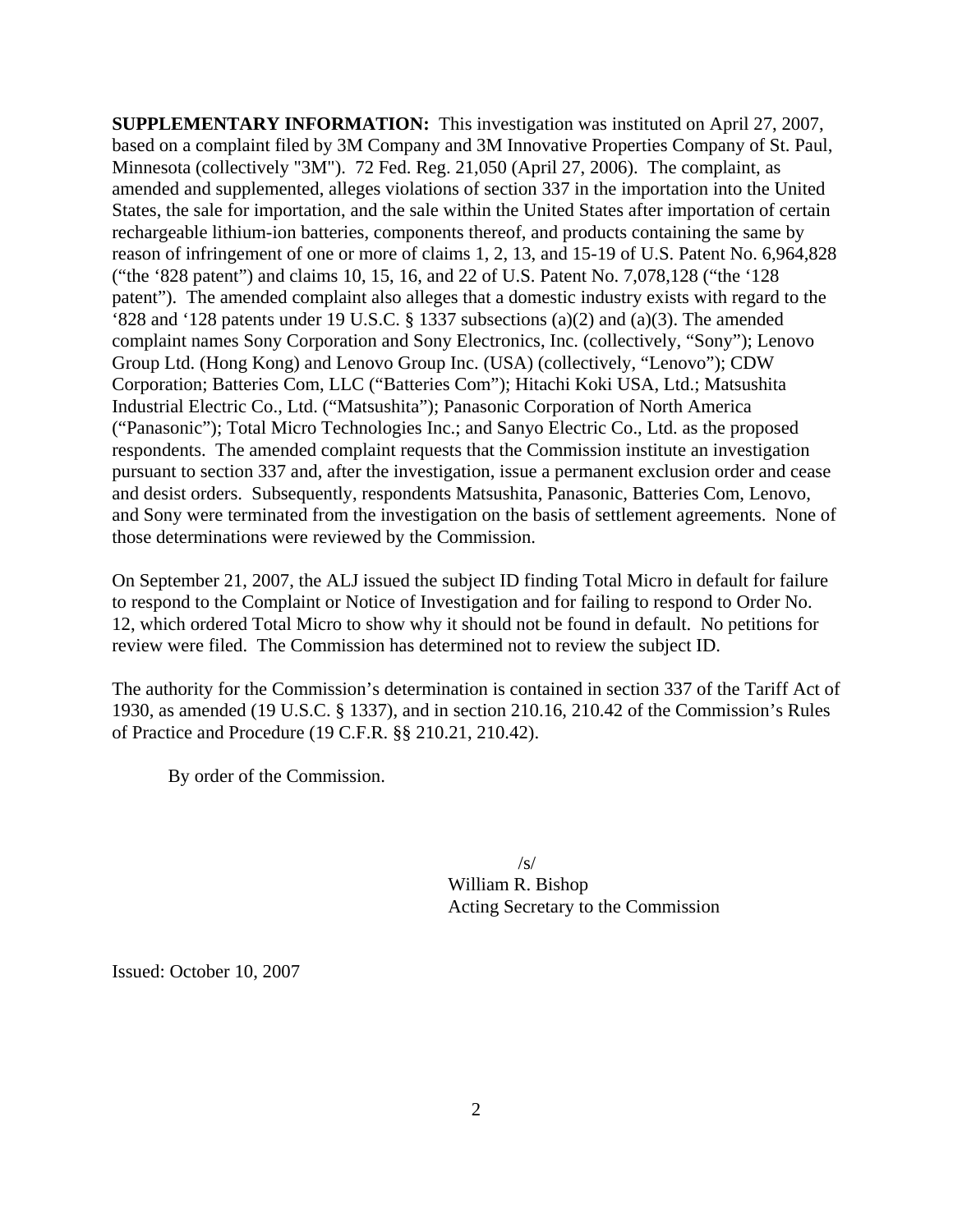**SUPPLEMENTARY INFORMATION:** This investigation was instituted on April 27, 2007, based on a complaint filed by 3M Company and 3M Innovative Properties Company of St. Paul, Minnesota (collectively "3M"). 72 Fed. Reg. 21,050 (April 27, 2006). The complaint, as amended and supplemented, alleges violations of section 337 in the importation into the United States, the sale for importation, and the sale within the United States after importation of certain rechargeable lithium-ion batteries, components thereof, and products containing the same by reason of infringement of one or more of claims 1, 2, 13, and 15-19 of U.S. Patent No. 6,964,828 ("the '828 patent") and claims 10, 15, 16, and 22 of U.S. Patent No. 7,078,128 ("the '128 patent"). The amended complaint also alleges that a domestic industry exists with regard to the '828 and '128 patents under 19 U.S.C. § 1337 subsections (a)(2) and (a)(3). The amended complaint names Sony Corporation and Sony Electronics, Inc. (collectively, "Sony"); Lenovo Group Ltd. (Hong Kong) and Lenovo Group Inc. (USA) (collectively, "Lenovo"); CDW Corporation; Batteries Com, LLC ("Batteries Com"); Hitachi Koki USA, Ltd.; Matsushita Industrial Electric Co., Ltd. ("Matsushita"); Panasonic Corporation of North America ("Panasonic"); Total Micro Technologies Inc.; and Sanyo Electric Co., Ltd. as the proposed respondents. The amended complaint requests that the Commission institute an investigation pursuant to section 337 and, after the investigation, issue a permanent exclusion order and cease and desist orders. Subsequently, respondents Matsushita, Panasonic, Batteries Com, Lenovo, and Sony were terminated from the investigation on the basis of settlement agreements. None of those determinations were reviewed by the Commission.

On September 21, 2007, the ALJ issued the subject ID finding Total Micro in default for failure to respond to the Complaint or Notice of Investigation and for failing to respond to Order No. 12, which ordered Total Micro to show why it should not be found in default. No petitions for review were filed. The Commission has determined not to review the subject ID.

The authority for the Commission's determination is contained in section 337 of the Tariff Act of 1930, as amended (19 U.S.C. § 1337), and in section 210.16, 210.42 of the Commission's Rules of Practice and Procedure (19 C.F.R. §§ 210.21, 210.42).

By order of the Commission.

/s/
William R. Bishop
Acting Secretary to the Commission

Issued: October 10, 2007